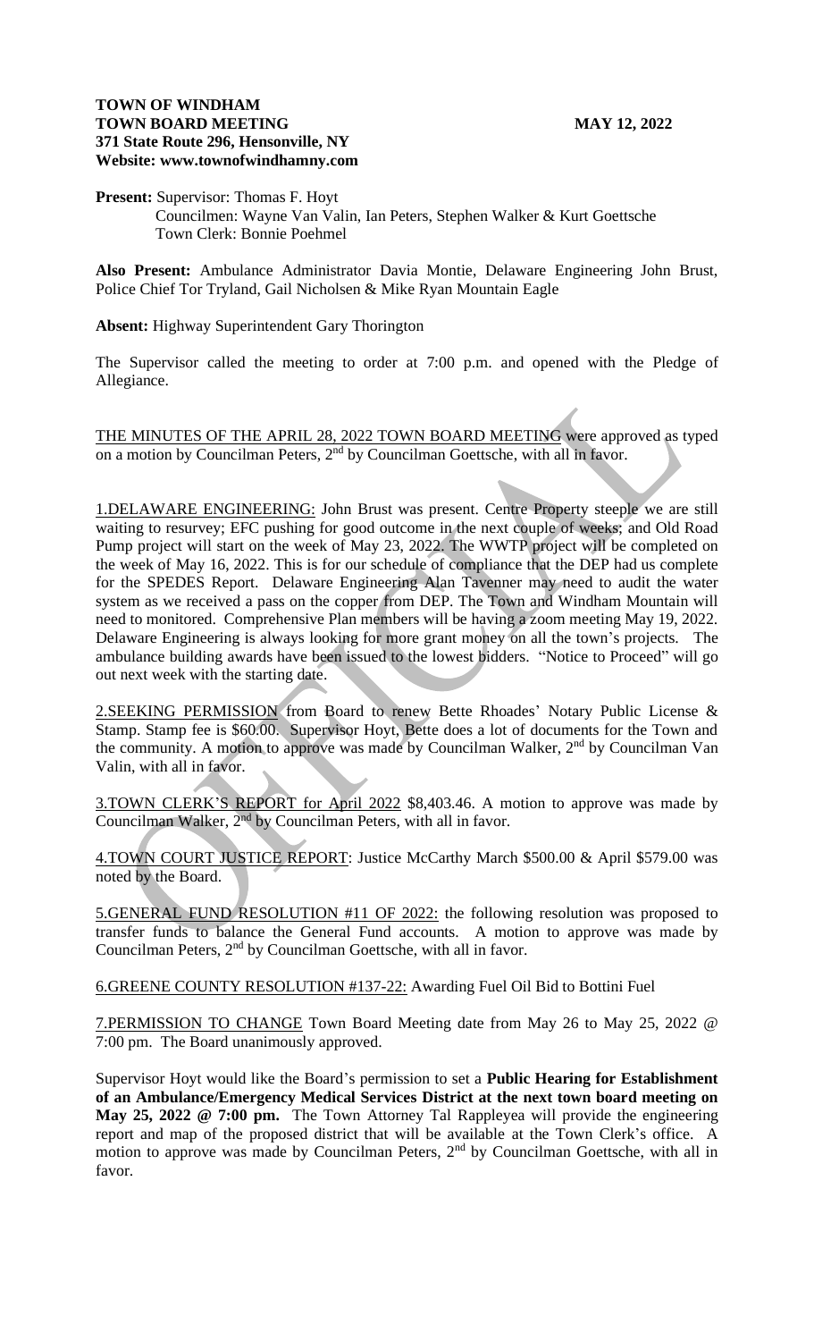**TOWN OF WINDHAM**
**TOWN BOARD MEETING** **MAY 12, 2022**
**371 State Route 296, Hensonville, NY**
**Website: www.townofwindhamny.com**

**Present:** Supervisor: Thomas F. Hoyt
Councilmen: Wayne Van Valin, Ian Peters, Stephen Walker & Kurt Goettsche
Town Clerk: Bonnie Poehmel

**Also Present:** Ambulance Administrator Davia Montie, Delaware Engineering John Brust, Police Chief Tor Tryland, Gail Nicholsen & Mike Ryan Mountain Eagle

**Absent:** Highway Superintendent Gary Thorington

The Supervisor called the meeting to order at 7:00 p.m. and opened with the Pledge of Allegiance.

THE MINUTES OF THE APRIL 28, 2022 TOWN BOARD MEETING were approved as typed on a motion by Councilman Peters, 2nd by Councilman Goettsche, with all in favor.

1.DELAWARE ENGINEERING: John Brust was present. Centre Property steeple we are still waiting to resurvey; EFC pushing for good outcome in the next couple of weeks; and Old Road Pump project will start on the week of May 23, 2022. The WWTP project will be completed on the week of May 16, 2022. This is for our schedule of compliance that the DEP had us complete for the SPEDES Report. Delaware Engineering Alan Tavenner may need to audit the water system as we received a pass on the copper from DEP. The Town and Windham Mountain will need to monitored. Comprehensive Plan members will be having a zoom meeting May 19, 2022. Delaware Engineering is always looking for more grant money on all the town's projects. The ambulance building awards have been issued to the lowest bidders. "Notice to Proceed" will go out next week with the starting date.

2.SEEKING PERMISSION from Board to renew Bette Rhoades' Notary Public License & Stamp. Stamp fee is $60.00. Supervisor Hoyt, Bette does a lot of documents for the Town and the community. A motion to approve was made by Councilman Walker, 2nd by Councilman Van Valin, with all in favor.

3.TOWN CLERK'S REPORT for April 2022 $8,403.46. A motion to approve was made by Councilman Walker, 2nd by Councilman Peters, with all in favor.

4.TOWN COURT JUSTICE REPORT: Justice McCarthy March $500.00 & April $579.00 was noted by the Board.

5.GENERAL FUND RESOLUTION #11 OF 2022: the following resolution was proposed to transfer funds to balance the General Fund accounts. A motion to approve was made by Councilman Peters, 2nd by Councilman Goettsche, with all in favor.

6.GREENE COUNTY RESOLUTION #137-22: Awarding Fuel Oil Bid to Bottini Fuel

7.PERMISSION TO CHANGE Town Board Meeting date from May 26 to May 25, 2022 @ 7:00 pm. The Board unanimously approved.

Supervisor Hoyt would like the Board's permission to set a **Public Hearing for Establishment of an Ambulance/Emergency Medical Services District at the next town board meeting on May 25, 2022 @ 7:00 pm.** The Town Attorney Tal Rappleyea will provide the engineering report and map of the proposed district that will be available at the Town Clerk's office. A motion to approve was made by Councilman Peters, 2nd by Councilman Goettsche, with all in favor.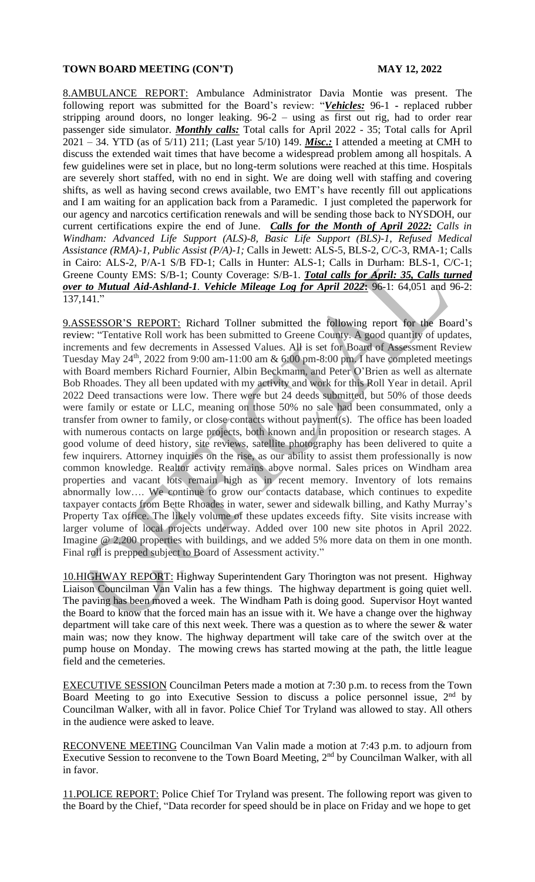8.AMBULANCE REPORT: Ambulance Administrator Davia Montie was present. The following report was submitted for the Board's review: "***Vehicles:*** 96-1 - replaced rubber stripping around doors, no longer leaking. 96-2 – using as first out rig, had to order rear passenger side simulator. ***Monthly calls:*** Total calls for April 2022 - 35; Total calls for April 2021 – 34. YTD (as of 5/11) 211; (Last year 5/10) 149. ***Misc.:*** I attended a meeting at CMH to discuss the extended wait times that have become a widespread problem among all hospitals. A few guidelines were set in place, but no long-term solutions were reached at this time. Hospitals are severely short staffed, with no end in sight. We are doing well with staffing and covering shifts, as well as having second crews available, two EMT's have recently fill out applications and I am waiting for an application back from a Paramedic. I just completed the paperwork for our agency and narcotics certification renewals and will be sending those back to NYSDOH, our current certifications expire the end of June. ***Calls for the Month of April 2022:*** *Calls in Windham: Advanced Life Support (ALS)-8, Basic Life Support (BLS)-1, Refused Medical Assistance (RMA)-1, Public Assist (P/A)-1;* Calls in Jewett: ALS-5, BLS-2, C/C-3, RMA-1; Calls in Cairo: ALS-2, P/A-1 S/B FD-1; Calls in Hunter: ALS-1; Calls in Durham: BLS-1, C/C-1; Greene County EMS: S/B-1; County Coverage: S/B-1. ***Total calls for April: 35, Calls turned over to Mutual Aid-Ashland-1. Vehicle Mileage Log for April 2022*****:** 96-1: 64,051 and 96-2: 137,141."

9.ASSESSOR'S REPORT: Richard Tollner submitted the following report for the Board's review: "Tentative Roll work has been submitted to Greene County. A good quantity of updates, increments and few decrements in Assessed Values. All is set for Board of Assessment Review Tuesday May 24th, 2022 from 9:00 am-11:00 am & 6:00 pm-8:00 pm. I have completed meetings with Board members Richard Fournier, Albin Beckmann, and Peter O'Brien as well as alternate Bob Rhoades. They all been updated with my activity and work for this Roll Year in detail. April 2022 Deed transactions were low. There were but 24 deeds submitted, but 50% of those deeds were family or estate or LLC, meaning on those 50% no sale had been consummated, only a transfer from owner to family, or close contacts without payment(s). The office has been loaded with numerous contacts on large projects, both known and in proposition or research stages. A good volume of deed history, site reviews, satellite photography has been delivered to quite a few inquirers. Attorney inquiries on the rise, as our ability to assist them professionally is now common knowledge. Realtor activity remains above normal. Sales prices on Windham area properties and vacant lots remain high as in recent memory. Inventory of lots remains abnormally low…. We continue to grow our contacts database, which continues to expedite taxpayer contacts from Bette Rhoades in water, sewer and sidewalk billing, and Kathy Murray's Property Tax office. The likely volume of these updates exceeds fifty. Site visits increase with larger volume of local projects underway. Added over 100 new site photos in April 2022. Imagine @ 2,200 properties with buildings, and we added 5% more data on them in one month. Final roll is prepped subject to Board of Assessment activity."

10.HIGHWAY REPORT: Highway Superintendent Gary Thorington was not present. Highway Liaison Councilman Van Valin has a few things. The highway department is going quiet well. The paving has been moved a week. The Windham Path is doing good. Supervisor Hoyt wanted the Board to know that the forced main has an issue with it. We have a change over the highway department will take care of this next week. There was a question as to where the sewer & water main was; now they know. The highway department will take care of the switch over at the pump house on Monday. The mowing crews has started mowing at the path, the little league field and the cemeteries.

EXECUTIVE SESSION Councilman Peters made a motion at 7:30 p.m. to recess from the Town Board Meeting to go into Executive Session to discuss a police personnel issue, 2nd by Councilman Walker, with all in favor. Police Chief Tor Tryland was allowed to stay. All others in the audience were asked to leave.

RECONVENE MEETING Councilman Van Valin made a motion at 7:43 p.m. to adjourn from Executive Session to reconvene to the Town Board Meeting, 2nd by Councilman Walker, with all in favor.

11.POLICE REPORT: Police Chief Tor Tryland was present. The following report was given to the Board by the Chief, "Data recorder for speed should be in place on Friday and we hope to get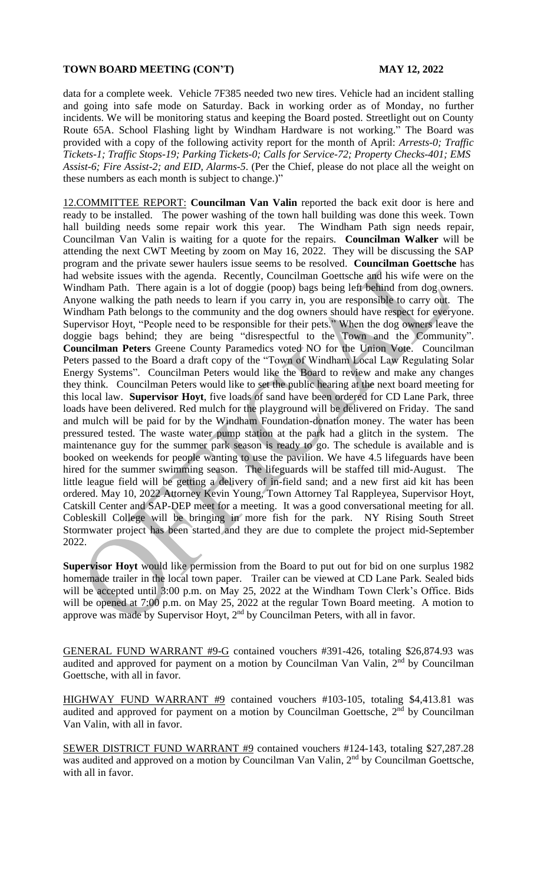data for a complete week. Vehicle 7F385 needed two new tires. Vehicle had an incident stalling and going into safe mode on Saturday. Back in working order as of Monday, no further incidents. We will be monitoring status and keeping the Board posted. Streetlight out on County Route 65A. School Flashing light by Windham Hardware is not working." The Board was provided with a copy of the following activity report for the month of April: *Arrests-0; Traffic Tickets-1; Traffic Stops-19; Parking Tickets-0; Calls for Service-72; Property Checks-401; EMS Assist-6; Fire Assist-2; and EID, Alarms-5*. (Per the Chief, please do not place all the weight on these numbers as each month is subject to change.)"

12.COMMITTEE REPORT: **Councilman Van Valin** reported the back exit door is here and ready to be installed. The power washing of the town hall building was done this week. Town hall building needs some repair work this year. The Windham Path sign needs repair, Councilman Van Valin is waiting for a quote for the repairs. **Councilman Walker** will be attending the next CWT Meeting by zoom on May 16, 2022. They will be discussing the SAP program and the private sewer haulers issue seems to be resolved. **Councilman Goettsche** has had website issues with the agenda. Recently, Councilman Goettsche and his wife were on the Windham Path. There again is a lot of doggie (poop) bags being left behind from dog owners. Anyone walking the path needs to learn if you carry in, you are responsible to carry out. The Windham Path belongs to the community and the dog owners should have respect for everyone. Supervisor Hoyt, "People need to be responsible for their pets." When the dog owners leave the doggie bags behind; they are being "disrespectful to the Town and the Community". **Councilman Peters** Greene County Paramedics voted NO for the Union Vote. Councilman Peters passed to the Board a draft copy of the "Town of Windham Local Law Regulating Solar Energy Systems". Councilman Peters would like the Board to review and make any changes they think. Councilman Peters would like to set the public hearing at the next board meeting for this local law. **Supervisor Hoyt**, five loads of sand have been ordered for CD Lane Park, three loads have been delivered. Red mulch for the playground will be delivered on Friday. The sand and mulch will be paid for by the Windham Foundation-donation money. The water has been pressured tested. The waste water pump station at the park had a glitch in the system. The maintenance guy for the summer park season is ready to go. The schedule is available and is booked on weekends for people wanting to use the pavilion. We have 4.5 lifeguards have been hired for the summer swimming season. The lifeguards will be staffed till mid-August. The little league field will be getting a delivery of in-field sand; and a new first aid kit has been ordered. May 10, 2022 Attorney Kevin Young, Town Attorney Tal Rappleyea, Supervisor Hoyt, Catskill Center and SAP-DEP meet for a meeting. It was a good conversational meeting for all. Cobleskill College will be bringing in more fish for the park. NY Rising South Street Stormwater project has been started and they are due to complete the project mid-September 2022.

**Supervisor Hoyt** would like permission from the Board to put out for bid on one surplus 1982 homemade trailer in the local town paper. Trailer can be viewed at CD Lane Park. Sealed bids will be accepted until 3:00 p.m. on May 25, 2022 at the Windham Town Clerk's Office. Bids will be opened at 7:00 p.m. on May 25, 2022 at the regular Town Board meeting. A motion to approve was made by Supervisor Hoyt, 2nd by Councilman Peters, with all in favor.

GENERAL FUND WARRANT #9-G contained vouchers #391-426, totaling $26,874.93 was audited and approved for payment on a motion by Councilman Van Valin, 2nd by Councilman Goettsche, with all in favor.

HIGHWAY FUND WARRANT #9 contained vouchers #103-105, totaling $4,413.81 was audited and approved for payment on a motion by Councilman Goettsche, 2nd by Councilman Van Valin, with all in favor.

SEWER DISTRICT FUND WARRANT #9 contained vouchers #124-143, totaling $27,287.28 was audited and approved on a motion by Councilman Van Valin, 2nd by Councilman Goettsche, with all in favor.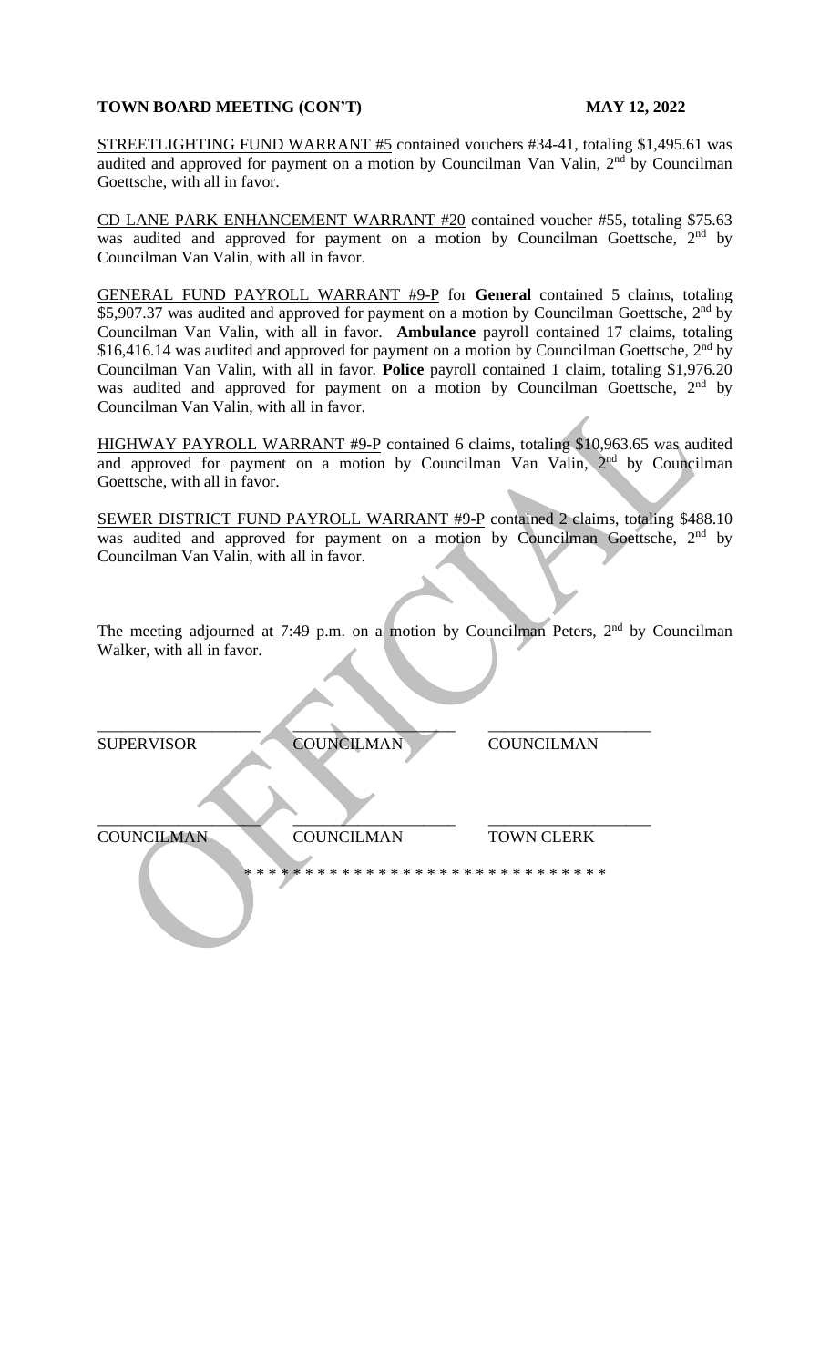**TOWN BOARD MEETING (CON'T)** **MAY 12, 2022**

STREETLIGHTING FUND WARRANT #5 contained vouchers #34-41, totaling $1,495.61 was audited and approved for payment on a motion by Councilman Van Valin, 2nd by Councilman Goettsche, with all in favor.

CD LANE PARK ENHANCEMENT WARRANT #20 contained voucher #55, totaling $75.63 was audited and approved for payment on a motion by Councilman Goettsche, 2nd by Councilman Van Valin, with all in favor.

GENERAL FUND PAYROLL WARRANT #9-P for **General** contained 5 claims, totaling $5,907.37 was audited and approved for payment on a motion by Councilman Goettsche, 2nd by Councilman Van Valin, with all in favor. **Ambulance** payroll contained 17 claims, totaling $16,416.14 was audited and approved for payment on a motion by Councilman Goettsche, 2nd by Councilman Van Valin, with all in favor. **Police** payroll contained 1 claim, totaling $1,976.20 was audited and approved for payment on a motion by Councilman Goettsche, 2nd by Councilman Van Valin, with all in favor.

HIGHWAY PAYROLL WARRANT #9-P contained 6 claims, totaling $10,963.65 was audited and approved for payment on a motion by Councilman Van Valin, 2nd by Councilman Goettsche, with all in favor.

SEWER DISTRICT FUND PAYROLL WARRANT #9-P contained 2 claims, totaling $488.10 was audited and approved for payment on a motion by Councilman Goettsche, 2nd by Councilman Van Valin, with all in favor.

The meeting adjourned at 7:49 p.m. on a motion by Councilman Peters, 2nd by Councilman Walker, with all in favor.

| | | |
|---|---|---|
| \_\_\_\_\_\_\_\_\_\_\_\_\_\_\_\_\_\_\_\_ | \_\_\_\_\_\_\_\_\_\_\_\_\_\_\_\_\_\_\_\_ | \_\_\_\_\_\_\_\_\_\_\_\_\_\_\_\_\_\_\_\_ |
| SUPERVISOR | COUNCILMAN | COUNCILMAN |
| \_\_\_\_\_\_\_\_\_\_\_\_\_\_\_\_\_\_\_\_ | \_\_\_\_\_\_\_\_\_\_\_\_\_\_\_\_\_\_\_\_ | \_\_\_\_\_\_\_\_\_\_\_\_\_\_\_\_\_\_\_\_ |
| COUNCILMAN | COUNCILMAN | TOWN CLERK |

\* \* \* \* \* \* \* \* \* \* \* \* \* \* \* \* \* \* \* \* \* \* \* \* \* \* \* \* \* \*